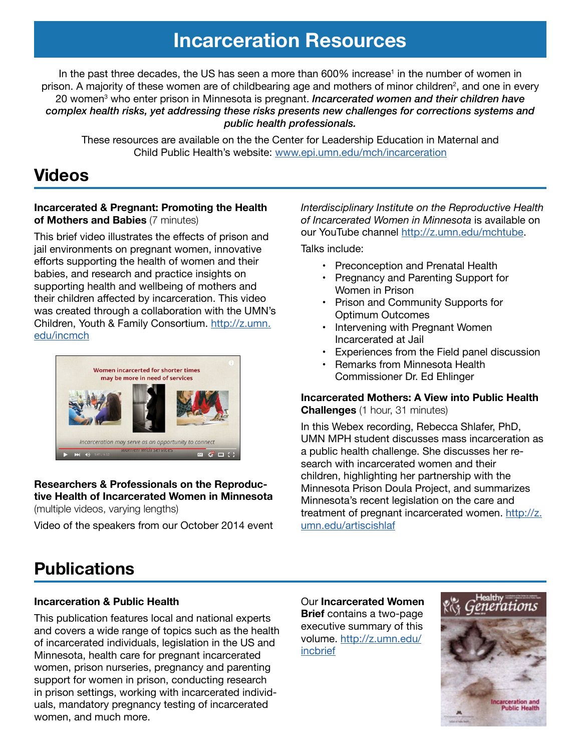# Incarceration Resources

In the past three decades, the US has seen a more than 600% increase[1] in the number of women in prison. A majority of these women are of childbearing age and mothers of minor children[2], and one in every 20 women[3] who enter prison in Minnesota is pregnant. ***Incarcerated women and their children have complex health risks, yet addressing these risks presents new challenges for corrections systems and public health professionals.***

These resources are available on the the Center for Leadership Education in Maternal and Child Public Health's website: www.epi.umn.edu/mch/incarceration

## Videos

**Incarcerated & Pregnant: Promoting the Health of Mothers and Babies** (7 minutes)

This brief video illustrates the effects of prison and jail environments on pregnant women, innovative efforts supporting the health of women and their babies, and research and practice insights on supporting health and wellbeing of mothers and their children affected by incarceration. This video was created through a collaboration with the UMN's Children, Youth & Family Consortium. http://z.umn.edu/incmch

**Researchers & Professionals on the Reproductive Health of Incarcerated Women in Minnesota** (multiple videos, varying lengths)

Video of the speakers from our October 2014 event *Interdisciplinary Institute on the Reproductive Health of Incarcerated Women in Minnesota* is available on our YouTube channel http://z.umn.edu/mchtube.

Talks include:

- Preconception and Prenatal Health
- Pregnancy and Parenting Support for Women in Prison
- Prison and Community Supports for Optimum Outcomes
- Intervening with Pregnant Women Incarcerated at Jail
- Experiences from the Field panel discussion
- Remarks from Minnesota Health Commissioner Dr. Ed Ehlinger

**Incarcerated Mothers: A View into Public Health Challenges** (1 hour, 31 minutes)

In this Webex recording, Rebecca Shlafer, PhD, UMN MPH student discusses mass incarceration as a public health challenge. She discusses her research with incarcerated women and their children, highlighting her partnership with the Minnesota Prison Doula Project, and summarizes Minnesota's recent legislation on the care and treatment of pregnant incarcerated women. http://z.umn.edu/artiscishlaf

## Publications

**Incarceration & Public Health**

This publication features local and national experts and covers a wide range of topics such as the health of incarcerated individuals, legislation in the US and Minnesota, health care for pregnant incarcerated women, prison nurseries, pregnancy and parenting support for women in prison, conducting research in prison settings, working with incarcerated individuals, mandatory pregnancy testing of incarcerated women, and much more.

Our **Incarcerated Women Brief** contains a two-page executive summary of this volume. http://z.umn.edu/incbrief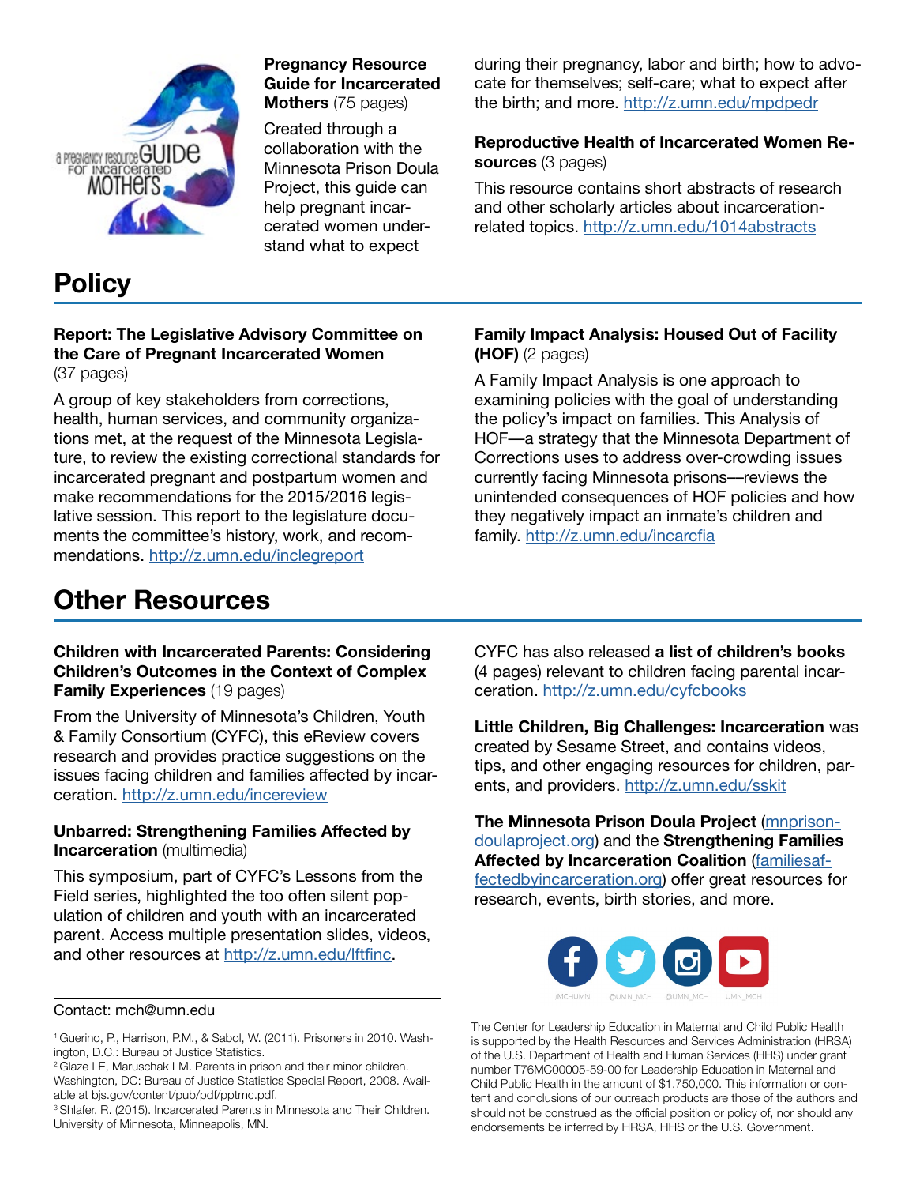**Pregnancy Resource Guide for Incarcerated Mothers** (75 pages)

Created through a collaboration with the Minnesota Prison Doula Project, this guide can help pregnant incarcerated women understand what to expect during their pregnancy, labor and birth; how to advocate for themselves; self-care; what to expect after the birth; and more. http://z.umn.edu/mpdpedr

**Reproductive Health of Incarcerated Women Resources** (3 pages)

This resource contains short abstracts of research and other scholarly articles about incarceration-related topics. http://z.umn.edu/1014abstracts

# Policy

**Report: The Legislative Advisory Committee on the Care of Pregnant Incarcerated Women** (37 pages)

A group of key stakeholders from corrections, health, human services, and community organizations met, at the request of the Minnesota Legislature, to review the existing correctional standards for incarcerated pregnant and postpartum women and make recommendations for the 2015/2016 legislative session. This report to the legislature documents the committee's history, work, and recommendations. http://z.umn.edu/inclegreport

**Family Impact Analysis: Housed Out of Facility (HOF)** (2 pages)

A Family Impact Analysis is one approach to examining policies with the goal of understanding the policy's impact on families. This Analysis of HOF—a strategy that the Minnesota Department of Corrections uses to address over-crowding issues currently facing Minnesota prisons—reviews the unintended consequences of HOF policies and how they negatively impact an inmate's children and family. http://z.umn.edu/incarcfia

# Other Resources

**Children with Incarcerated Parents: Considering Children's Outcomes in the Context of Complex Family Experiences** (19 pages)

From the University of Minnesota's Children, Youth & Family Consortium (CYFC), this eReview covers research and provides practice suggestions on the issues facing children and families affected by incarceration. http://z.umn.edu/incereview

**Unbarred: Strengthening Families Affected by Incarceration** (multimedia)

This symposium, part of CYFC's Lessons from the Field series, highlighted the too often silent population of children and youth with an incarcerated parent. Access multiple presentation slides, videos, and other resources at http://z.umn.edu/lftfinc.

CYFC has also released **a list of children's books** (4 pages) relevant to children facing parental incarceration. http://z.umn.edu/cyfcbooks

**Little Children, Big Challenges: Incarceration** was created by Sesame Street, and contains videos, tips, and other engaging resources for children, parents, and providers. http://z.umn.edu/sskit

**The Minnesota Prison Doula Project** (mnprisondoulaproject.org) and the **Strengthening Families Affected by Incarceration Coalition** (familiesaffectedbyincarceration.org) offer great resources for research, events, birth stories, and more.

/MCHUMN @UMN_MCH @UMN_MCH UMN_MCH

Contact: mch@umn.edu

[1] Guerino, P., Harrison, P.M., & Sabol, W. (2011). Prisoners in 2010. Washington, D.C.: Bureau of Justice Statistics.

[2] Glaze LE, Maruschak LM. Parents in prison and their minor children. Washington, DC: Bureau of Justice Statistics Special Report, 2008. Available at bjs.gov/content/pub/pdf/pptmc.pdf.

[3] Shlafer, R. (2015). Incarcerated Parents in Minnesota and Their Children. University of Minnesota, Minneapolis, MN.

The Center for Leadership Education in Maternal and Child Public Health is supported by the Health Resources and Services Administration (HRSA) of the U.S. Department of Health and Human Services (HHS) under grant number T76MC00005-59-00 for Leadership Education in Maternal and Child Public Health in the amount of $1,750,000. This information or content and conclusions of our outreach products are those of the authors and should not be construed as the official position or policy of, nor should any endorsements be inferred by HRSA, HHS or the U.S. Government.